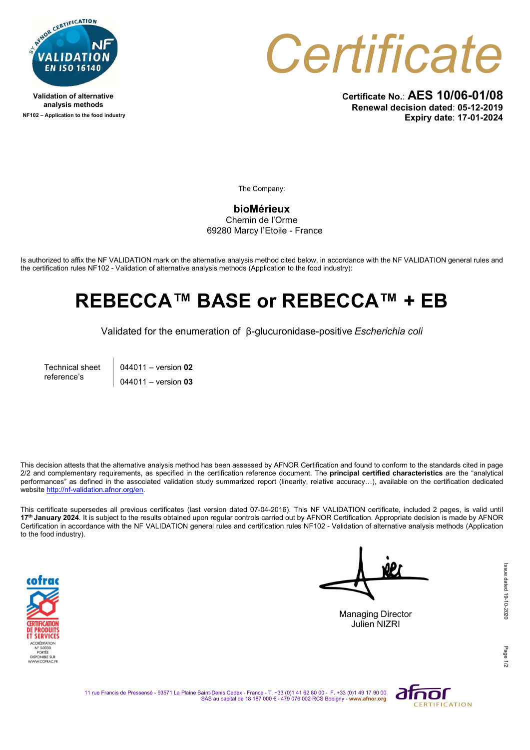Validation of alternative analysis methods

NF102 – Application to the food industry

# Certificate

**Certificate No.: AES 10/06-01/08**
**Renewal decision dated: 05-12-2019**
**Expiry date: 17-01-2024**

The Company:

**bioMérieux**
Chemin de l'Orme
69280 Marcy l'Etoile - France

Is authorized to affix the NF VALIDATION mark on the alternative analysis method cited below, in accordance with the NF VALIDATION general rules and the certification rules NF102 - Validation of alternative analysis methods (Application to the food industry):

## REBECCA™ BASE or REBECCA™ + EB

Validated for the enumeration of β-glucuronidase-positive *Escherichia coli*

| Technical sheet reference's | 044011 – version **02** |
|---|---|
| | 044011 – version **03** |

This decision attests that the alternative analysis method has been assessed by AFNOR Certification and found to conform to the standards cited in page 2/2 and complementary requirements, as specified in the certification reference document. The **principal certified characteristics** are the "analytical performances" as defined in the associated validation study summarized report (linearity, relative accuracy…), available on the certification dedicated website http://nf-validation.afnor.org/en.

This certificate supersedes all previous certificates (last version dated 07-04-2016). This NF VALIDATION certificate, included 2 pages, is valid until **17th January 2024**. It is subject to the results obtained upon regular controls carried out by AFNOR Certification. Appropriate decision is made by AFNOR Certification in accordance with the NF VALIDATION general rules and certification rules NF102 - Validation of alternative analysis methods (Application to the food industry).

Managing Director
Julien NIZRI

Issue dated 19-10-2020

11 rue Francis de Pressensé - 93571 La Plaine Saint-Denis Cedex - France - T. +33 (0)1 41 62 80 00 - F. +33 (0)1 49 17 90 00
SAS au capital de 18 187 000 € - 479 076 002 RCS Bobigny - www.afnor.org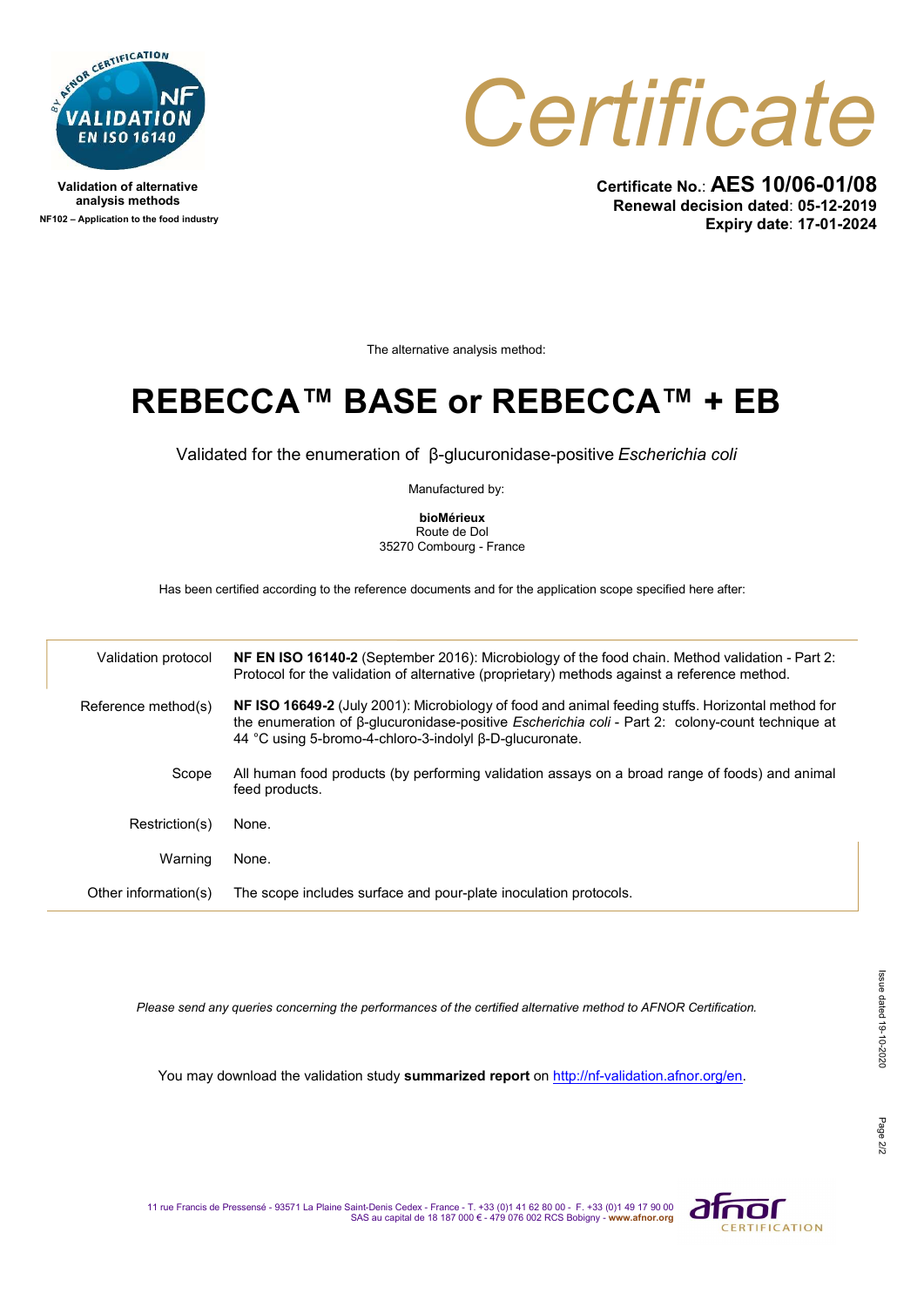Validation of alternative analysis methods

NF102 – Application to the food industry

# Certificate

**Certificate No.: AES 10/06-01/08**
**Renewal decision dated: 05-12-2019**
**Expiry date: 17-01-2024**

The alternative analysis method:

# REBECCA™ BASE or REBECCA™ + EB

Validated for the enumeration of β-glucuronidase-positive *Escherichia coli*

Manufactured by:

**bioMérieux**
Route de Dol
35270 Combourg - France

Has been certified according to the reference documents and for the application scope specified here after:

| | |
|---|---|
| Validation protocol | **NF EN ISO 16140-2** (September 2016): Microbiology of the food chain. Method validation - Part 2: Protocol for the validation of alternative (proprietary) methods against a reference method. |
| Reference method(s) | **NF ISO 16649-2** (July 2001): Microbiology of food and animal feeding stuffs. Horizontal method for the enumeration of β-glucuronidase-positive *Escherichia coli* - Part 2: colony-count technique at 44 °C using 5-bromo-4-chloro-3-indolyl β-D-glucuronate. |
| Scope | All human food products (by performing validation assays on a broad range of foods) and animal feed products. |
| Restriction(s) | None. |
| Warning | None. |
| Other information(s) | The scope includes surface and pour-plate inoculation protocols. |

*Please send any queries concerning the performances of the certified alternative method to AFNOR Certification.*

You may download the validation study **summarized report** on http://nf-validation.afnor.org/en.

Issue dated 19-10-2020

11 rue Francis de Pressensé - 93571 La Plaine Saint-Denis Cedex - France - T. +33 (0)1 41 62 80 00 - F. +33 (0)1 49 17 90 00
SAS au capital de 18 187 000 € - 479 076 002 RCS Bobigny - **www.afnor.org**